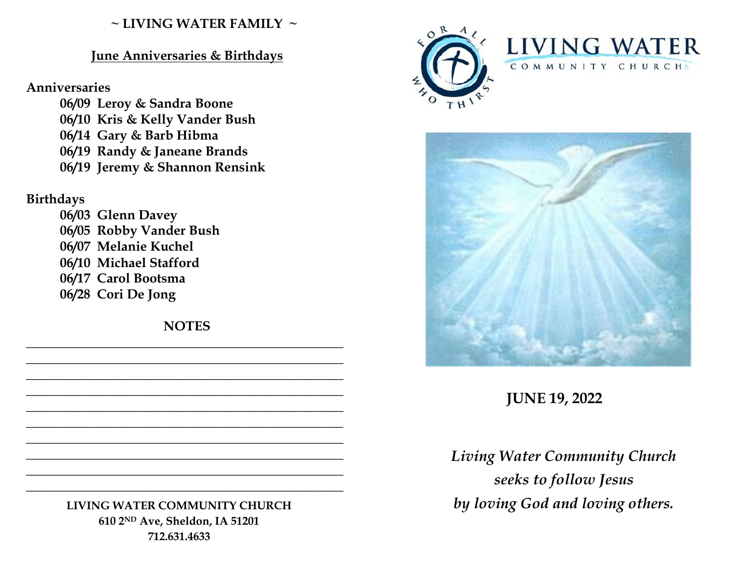## ~ LIVING WATER FAMILY ~

### June Anniversaries & Birthdays

**Anniversaries**

- **06/09 Leroy & Sandra Boone**
- **06/10 Kris & Kelly Vander Bush**
- **06/14 Gary & Barb Hibma**
- **06/19 Randy & Janeane Brands**
- **06/19 Jeremy & Shannon Rensink**

**Birthdays**

- **06/03 Glenn Davey**
- **06/05 Robby Vander Bush**
- **06/07 Melanie Kuchel**
- **06/10 Michael Stafford**
- **06/17 Carol Bootsma**
- **06/28 Cori De Jong**

**NOTES**

\_\_\_\_\_\_\_\_\_\_\_\_\_\_\_\_\_\_\_\_\_\_\_\_\_\_\_\_\_\_\_\_\_\_\_\_\_\_\_\_\_\_\_\_\_\_\_\_
\_\_\_\_\_\_\_\_\_\_\_\_\_\_\_\_\_\_\_\_\_\_\_\_\_\_\_\_\_\_\_\_\_\_\_\_\_\_\_\_\_\_\_\_\_\_\_\_
\_\_\_\_\_\_\_\_\_\_\_\_\_\_\_\_\_\_\_\_\_\_\_\_\_\_\_\_\_\_\_\_\_\_\_\_\_\_\_\_\_\_\_\_\_\_\_\_
\_\_\_\_\_\_\_\_\_\_\_\_\_\_\_\_\_\_\_\_\_\_\_\_\_\_\_\_\_\_\_\_\_\_\_\_\_\_\_\_\_\_\_\_\_\_\_\_
\_\_\_\_\_\_\_\_\_\_\_\_\_\_\_\_\_\_\_\_\_\_\_\_\_\_\_\_\_\_\_\_\_\_\_\_\_\_\_\_\_\_\_\_\_\_\_\_
\_\_\_\_\_\_\_\_\_\_\_\_\_\_\_\_\_\_\_\_\_\_\_\_\_\_\_\_\_\_\_\_\_\_\_\_\_\_\_\_\_\_\_\_\_\_\_\_
\_\_\_\_\_\_\_\_\_\_\_\_\_\_\_\_\_\_\_\_\_\_\_\_\_\_\_\_\_\_\_\_\_\_\_\_\_\_\_\_\_\_\_\_\_\_\_\_
\_\_\_\_\_\_\_\_\_\_\_\_\_\_\_\_\_\_\_\_\_\_\_\_\_\_\_\_\_\_\_\_\_\_\_\_\_\_\_\_\_\_\_\_\_\_\_\_
\_\_\_\_\_\_\_\_\_\_\_\_\_\_\_\_\_\_\_\_\_\_\_\_\_\_\_\_\_\_\_\_\_\_\_\_\_\_\_\_\_\_\_\_\_\_\_\_
\_\_\_\_\_\_\_\_\_\_\_\_\_\_\_\_\_\_\_\_\_\_\_\_\_\_\_\_\_\_\_\_\_\_\_\_\_\_\_\_\_\_\_\_\_\_\_\_

**LIVING WATER COMMUNITY CHURCH**
**610 2ND Ave, Sheldon, IA 51201**
**712.631.4633**

FOR ALL WHO THIRST

# LIVING WATER
COMMUNITY CHURCH

**JUNE 19, 2022**

*Living Water Community Church*
*seeks to follow Jesus*
*by loving God and loving others.*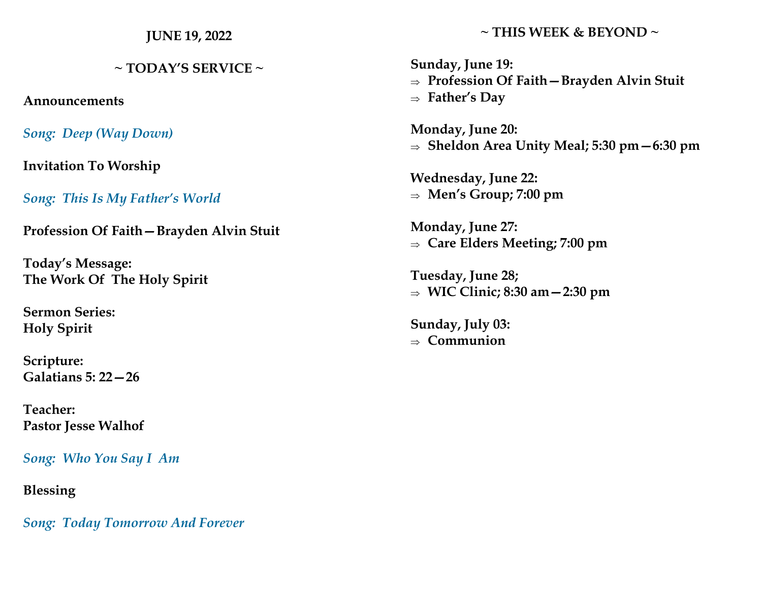**JUNE 19, 2022**

## ~ TODAY'S SERVICE ~

**Announcements**

*Song: Deep (Way Down)*

**Invitation To Worship**

*Song: This Is My Father's World*

**Profession Of Faith—Brayden Alvin Stuit**

**Today's Message:**
**The Work Of The Holy Spirit**

**Sermon Series:**
**Holy Spirit**

**Scripture:**
**Galatians 5: 22—26**

**Teacher:**
**Pastor Jesse Walhof**

*Song: Who You Say I Am*

**Blessing**

*Song: Today Tomorrow And Forever*

## ~ THIS WEEK & BEYOND ~

**Sunday, June 19:**
- ⇒ **Profession Of Faith—Brayden Alvin Stuit**
- ⇒ **Father's Day**

**Monday, June 20:**
- ⇒ **Sheldon Area Unity Meal; 5:30 pm—6:30 pm**

**Wednesday, June 22:**
- ⇒ **Men's Group; 7:00 pm**

**Monday, June 27:**
- ⇒ **Care Elders Meeting; 7:00 pm**

**Tuesday, June 28;**
- ⇒ **WIC Clinic; 8:30 am—2:30 pm**

**Sunday, July 03:**
- ⇒ **Communion**